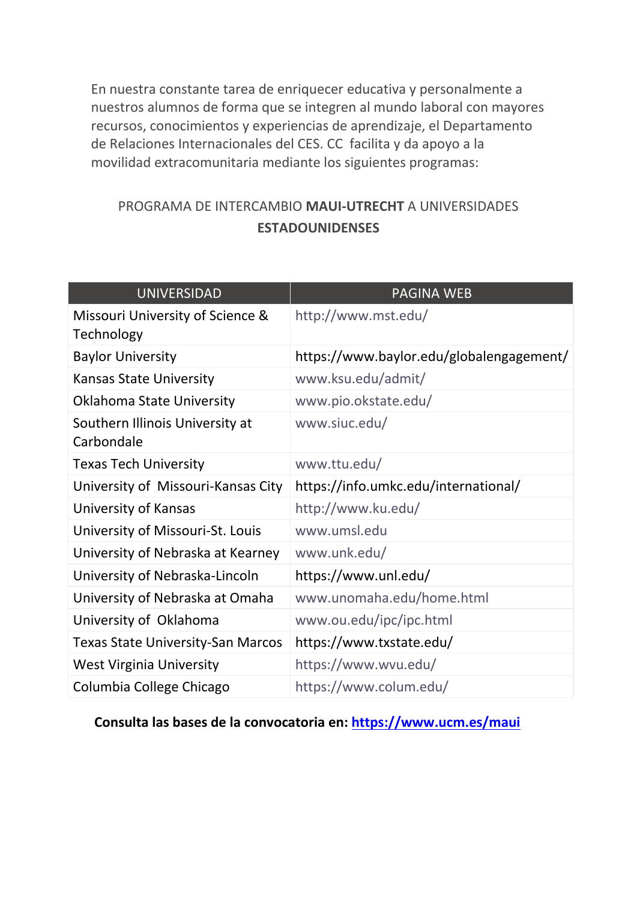En nuestra constante tarea de enriquecer educativa y personalmente a nuestros alumnos de forma que se integren al mundo laboral con mayores recursos, conocimientos y experiencias de aprendizaje, el Departamento de Relaciones Internacionales del CES. CC facilita y da apoyo a la movilidad extracomunitaria mediante los siguientes programas:

## PROGRAMA DE INTERCAMBIO **MAUI-UTRECHT** A UNIVERSIDADES **ESTADOUNIDENSES**

| UNIVERSIDAD | PAGINA WEB |
| --- | --- |
| Missouri University of Science & Technology | http://www.mst.edu/ |
| Baylor University | https://www.baylor.edu/globalengagement/ |
| Kansas State University | www.ksu.edu/admit/ |
| Oklahoma State University | www.pio.okstate.edu/ |
| Southern Illinois University at Carbondale | www.siuc.edu/ |
| Texas Tech University | www.ttu.edu/ |
| University of Missouri-Kansas City | https://info.umkc.edu/international/ |
| University of Kansas | http://www.ku.edu/ |
| University of Missouri-St. Louis | www.umsl.edu |
| University of Nebraska at Kearney | www.unk.edu/ |
| University of Nebraska-Lincoln | https://www.unl.edu/ |
| University of Nebraska at Omaha | www.unomaha.edu/home.html |
| University of Oklahoma | www.ou.edu/ipc/ipc.html |
| Texas State University-San Marcos | https://www.txstate.edu/ |
| West Virginia University | https://www.wvu.edu/ |
| Columbia College Chicago | https://www.colum.edu/ |

**Consulta las bases de la convocatoria en: https://www.ucm.es/maui**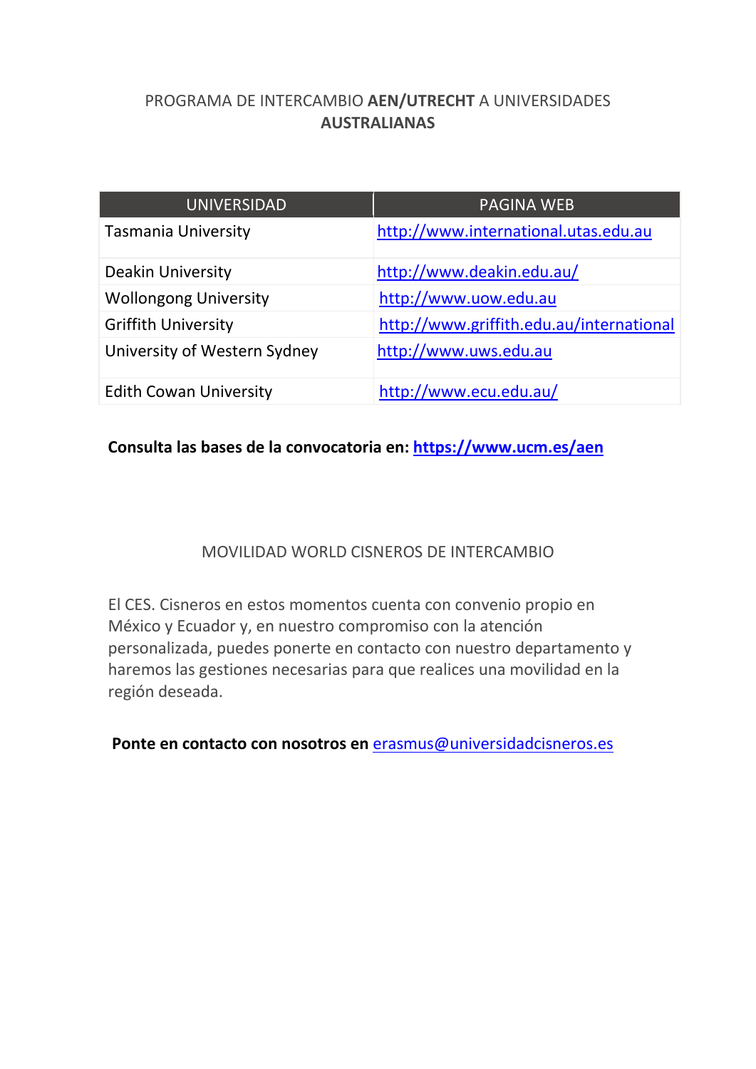PROGRAMA DE INTERCAMBIO **AEN/UTRECHT** A UNIVERSIDADES **AUSTRALIANAS**

| UNIVERSIDAD | PAGINA WEB |
|---|---|
| Tasmania University | http://www.international.utas.edu.au |
| Deakin University | http://www.deakin.edu.au/ |
| Wollongong University | http://www.uow.edu.au |
| Griffith University | http://www.griffith.edu.au/international |
| University of Western Sydney | http://www.uws.edu.au |
| Edith Cowan University | http://www.ecu.edu.au/ |

**Consulta las bases de la convocatoria en: https://www.ucm.es/aen**

MOVILIDAD WORLD CISNEROS DE INTERCAMBIO

El CES. Cisneros en estos momentos cuenta con convenio propio en México y Ecuador y, en nuestro compromiso con la atención personalizada, puedes ponerte en contacto con nuestro departamento y haremos las gestiones necesarias para que realices una movilidad en la región deseada.

**Ponte en contacto con nosotros en** erasmus@universidadcisneros.es